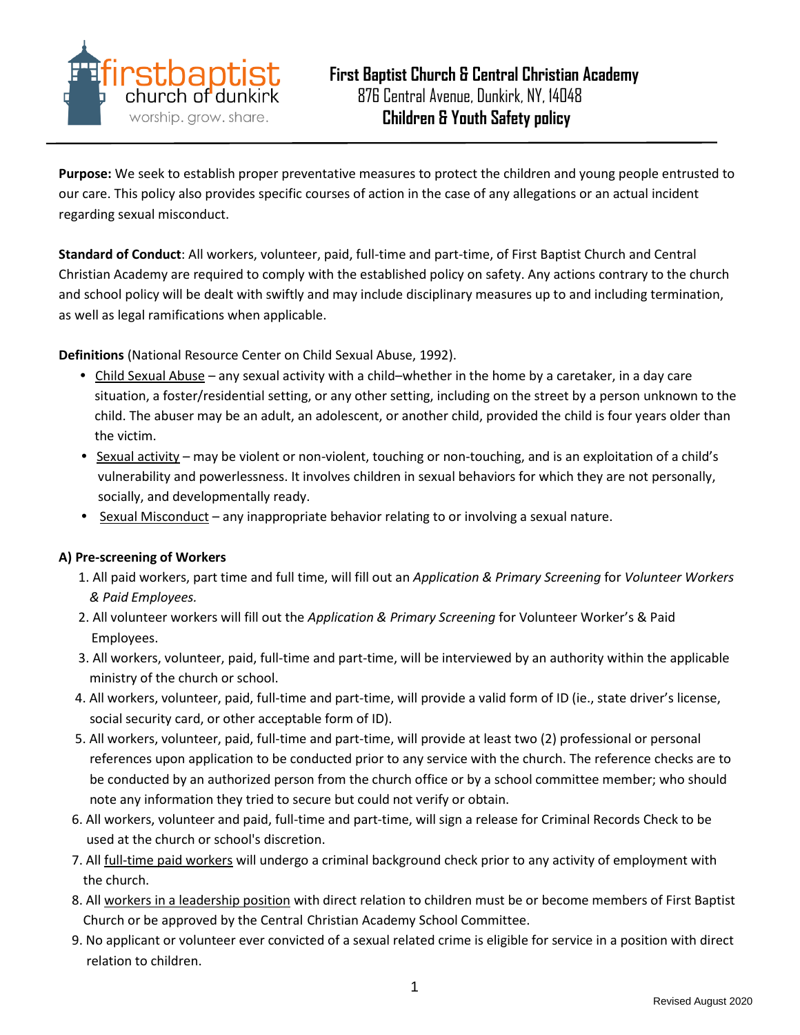# First Baptist Church & Central Christian Academy

876 Central Avenue, Dunkirk, NY, 14048

## Children & Youth Safety policy

**Purpose:** We seek to establish proper preventative measures to protect the children and young people entrusted to our care. This policy also provides specific courses of action in the case of any allegations or an actual incident regarding sexual misconduct.

**Standard of Conduct**: All workers, volunteer, paid, full-time and part-time, of First Baptist Church and Central Christian Academy are required to comply with the established policy on safety. Any actions contrary to the church and school policy will be dealt with swiftly and may include disciplinary measures up to and including termination, as well as legal ramifications when applicable.

**Definitions** (National Resource Center on Child Sexual Abuse, 1992).

- <u>Child Sexual Abuse</u> – any sexual activity with a child–whether in the home by a caretaker, in a day care situation, a foster/residential setting, or any other setting, including on the street by a person unknown to the child. The abuser may be an adult, an adolescent, or another child, provided the child is four years older than the victim.
- <u>Sexual activity</u> – may be violent or non-violent, touching or non-touching, and is an exploitation of a child's vulnerability and powerlessness. It involves children in sexual behaviors for which they are not personally, socially, and developmentally ready.
- <u>Sexual Misconduct</u> – any inappropriate behavior relating to or involving a sexual nature.

**A) Pre-screening of Workers**

1. All paid workers, part time and full time, will fill out an *Application & Primary Screening* for *Volunteer Workers & Paid Employees.*
2. All volunteer workers will fill out the *Application & Primary Screening* for Volunteer Worker's & Paid Employees.
3. All workers, volunteer, paid, full-time and part-time, will be interviewed by an authority within the applicable ministry of the church or school.
4. All workers, volunteer, paid, full-time and part-time, will provide a valid form of ID (ie., state driver's license, social security card, or other acceptable form of ID).
5. All workers, volunteer, paid, full-time and part-time, will provide at least two (2) professional or personal references upon application to be conducted prior to any service with the church. The reference checks are to be conducted by an authorized person from the church office or by a school committee member; who should note any information they tried to secure but could not verify or obtain.
6. All workers, volunteer and paid, full-time and part-time, will sign a release for Criminal Records Check to be used at the church or school's discretion.
7. All <u>full-time paid workers</u> will undergo a criminal background check prior to any activity of employment with the church.
8. All <u>workers in a leadership position</u> with direct relation to children must be or become members of First Baptist Church or be approved by the Central Christian Academy School Committee.
9. No applicant or volunteer ever convicted of a sexual related crime is eligible for service in a position with direct relation to children.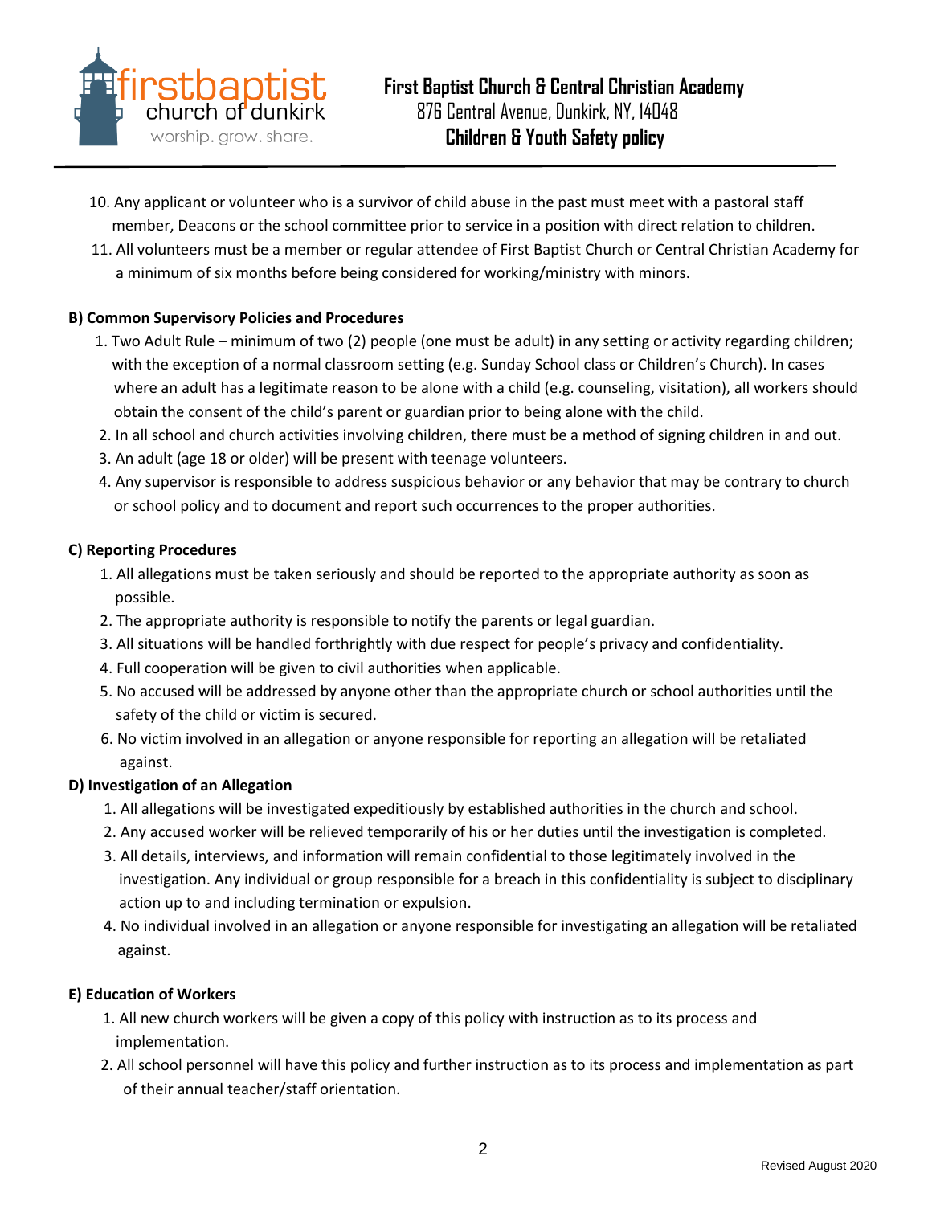10. Any applicant or volunteer who is a survivor of child abuse in the past must meet with a pastoral staff member, Deacons or the school committee prior to service in a position with direct relation to children.
11. All volunteers must be a member or regular attendee of First Baptist Church or Central Christian Academy for a minimum of six months before being considered for working/ministry with minors.

**B) Common Supervisory Policies and Procedures**

1. Two Adult Rule – minimum of two (2) people (one must be adult) in any setting or activity regarding children; with the exception of a normal classroom setting (e.g. Sunday School class or Children's Church). In cases where an adult has a legitimate reason to be alone with a child (e.g. counseling, visitation), all workers should obtain the consent of the child's parent or guardian prior to being alone with the child.
2. In all school and church activities involving children, there must be a method of signing children in and out.
3. An adult (age 18 or older) will be present with teenage volunteers.
4. Any supervisor is responsible to address suspicious behavior or any behavior that may be contrary to church or school policy and to document and report such occurrences to the proper authorities.

**C) Reporting Procedures**

1. All allegations must be taken seriously and should be reported to the appropriate authority as soon as possible.
2. The appropriate authority is responsible to notify the parents or legal guardian.
3. All situations will be handled forthrightly with due respect for people's privacy and confidentiality.
4. Full cooperation will be given to civil authorities when applicable.
5. No accused will be addressed by anyone other than the appropriate church or school authorities until the safety of the child or victim is secured.
6. No victim involved in an allegation or anyone responsible for reporting an allegation will be retaliated against.

**D) Investigation of an Allegation**

1. All allegations will be investigated expeditiously by established authorities in the church and school.
2. Any accused worker will be relieved temporarily of his or her duties until the investigation is completed.
3. All details, interviews, and information will remain confidential to those legitimately involved in the investigation. Any individual or group responsible for a breach in this confidentiality is subject to disciplinary action up to and including termination or expulsion.
4. No individual involved in an allegation or anyone responsible for investigating an allegation will be retaliated against.

**E) Education of Workers**

1. All new church workers will be given a copy of this policy with instruction as to its process and implementation.
2. All school personnel will have this policy and further instruction as to its process and implementation as part of their annual teacher/staff orientation.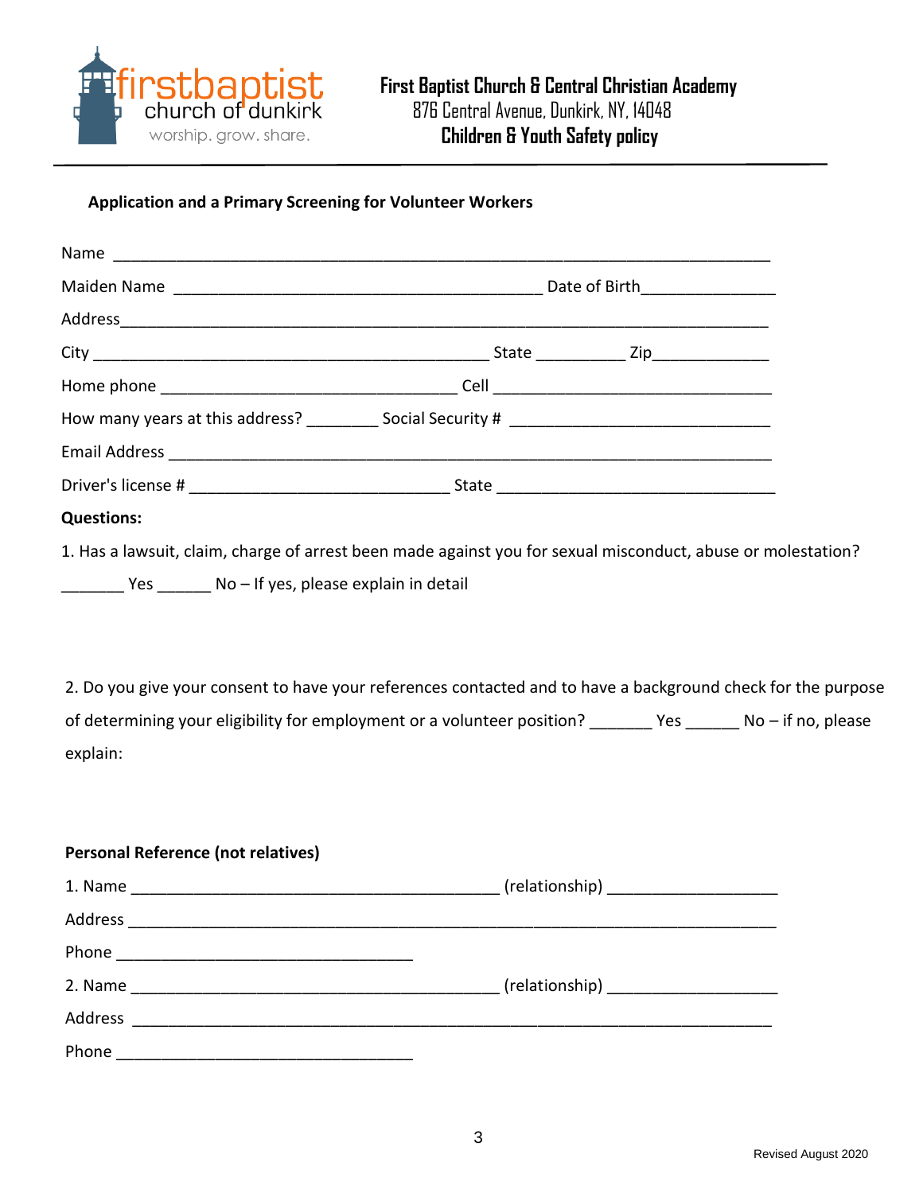firstbaptist church of dunkirk
worship. grow. share.

**First Baptist Church & Central Christian Academy**
876 Central Avenue, Dunkirk, NY, 14048
**Children & Youth Safety policy**

---

**Application and a Primary Screening for Volunteer Workers**

Name ___________________________________________________________________________

Maiden Name __________________________________________ Date of Birth_______________

Address__________________________________________________________________________

City _____________________________________________ State __________ Zip_____________

Home phone __________________________________ Cell ________________________________

How many years at this address? ________ Social Security # ______________________________

Email Address _____________________________________________________________________

Driver's license # ______________________________ State ________________________________

**Questions:**

1. Has a lawsuit, claim, charge of arrest been made against you for sexual misconduct, abuse or molestation?

_______ Yes ______ No – If yes, please explain in detail

2. Do you give your consent to have your references contacted and to have a background check for the purpose of determining your eligibility for employment or a volunteer position? _______ Yes ______ No – if no, please explain:

**Personal Reference (not relatives)**

1. Name __________________________________________ (relationship) ___________________

Address __________________________________________________________________________

Phone _________________________________

2. Name __________________________________________ (relationship) ___________________

Address __________________________________________________________________________

Phone _________________________________

Revised August 2020